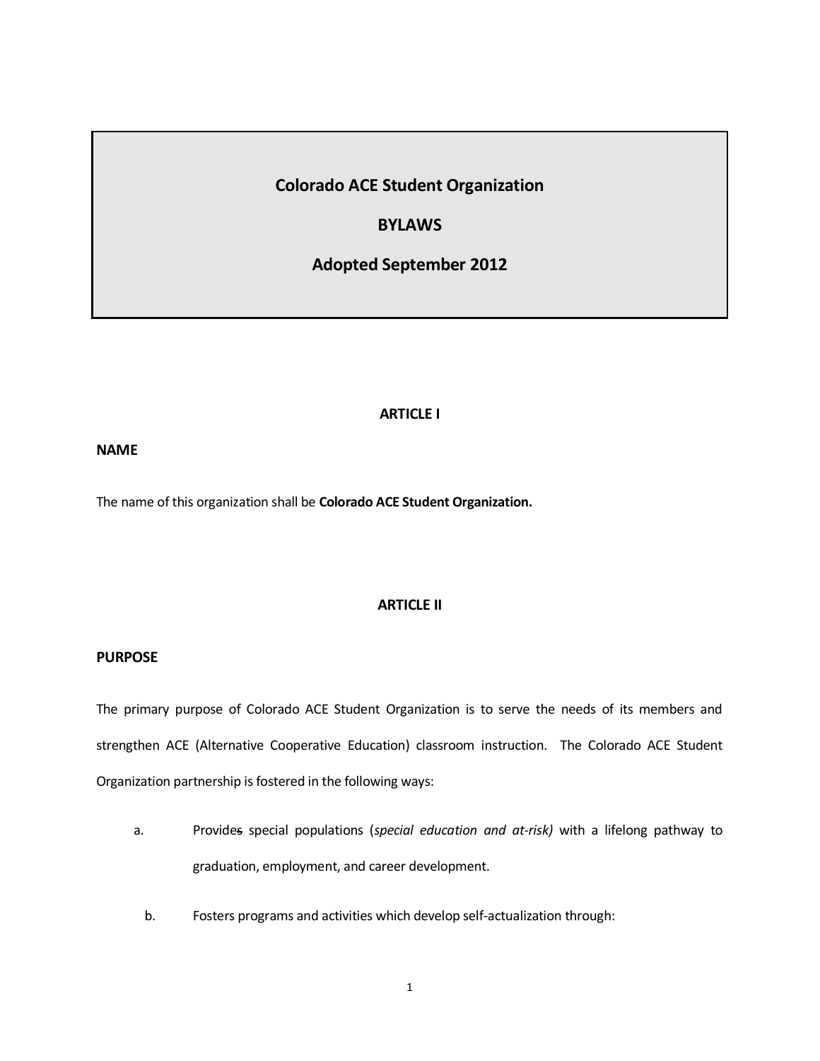# Colorado ACE Student Organization

# BYLAWS

# Adopted September 2012

## ARTICLE I

### NAME

The name of this organization shall be **Colorado ACE Student Organization.**

## ARTICLE II

### PURPOSE

The primary purpose of Colorado ACE Student Organization is to serve the needs of its members and strengthen ACE (Alternative Cooperative Education) classroom instruction. The Colorado ACE Student Organization partnership is fostered in the following ways:

a. Provides special populations (*special education and at-risk)* with a lifelong pathway to graduation, employment, and career development.

b. Fosters programs and activities which develop self-actualization through: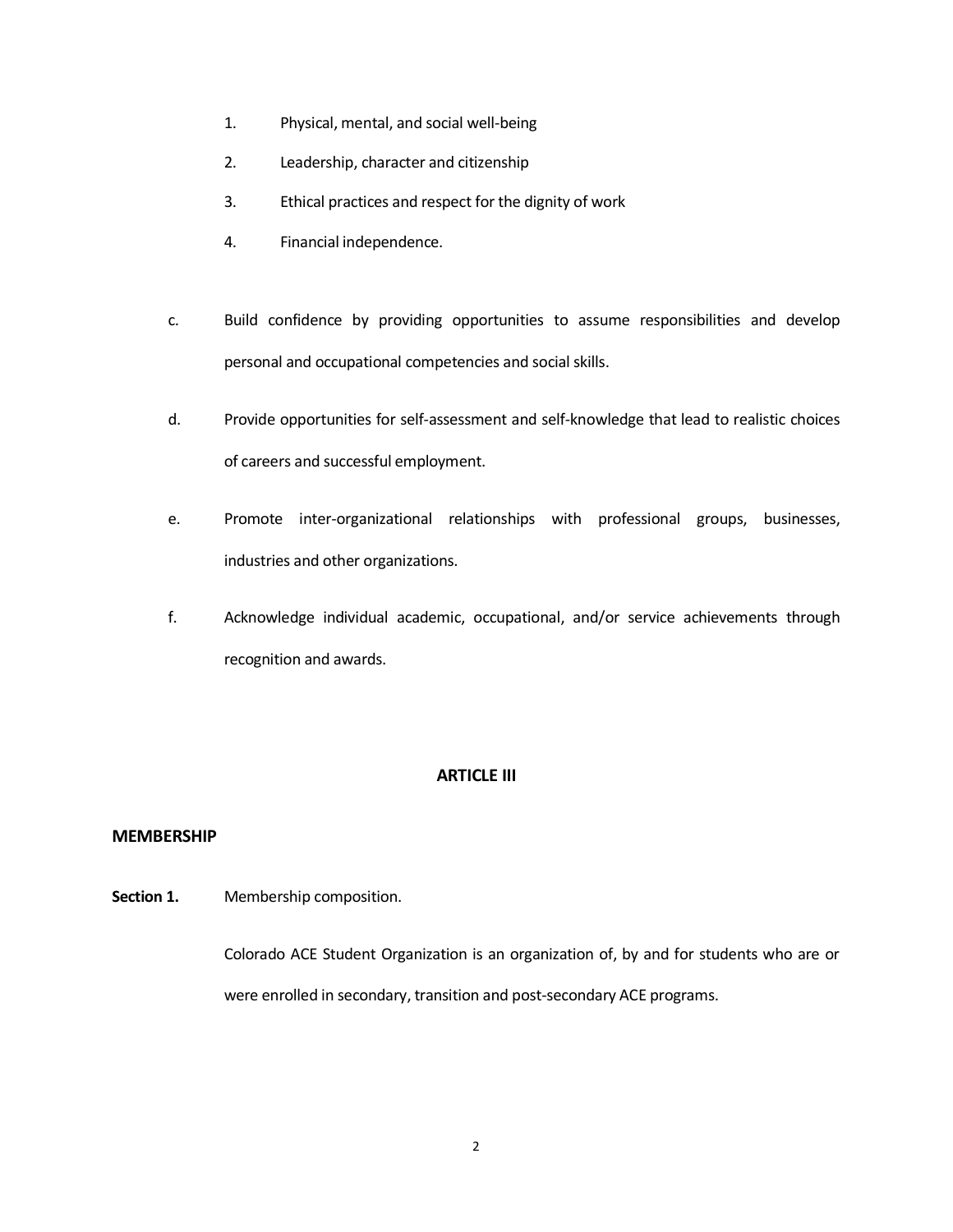1. Physical, mental, and social well-being
2. Leadership, character and citizenship
3. Ethical practices and respect for the dignity of work
4. Financial independence.

c. Build confidence by providing opportunities to assume responsibilities and develop personal and occupational competencies and social skills.

d. Provide opportunities for self-assessment and self-knowledge that lead to realistic choices of careers and successful employment.

e. Promote inter-organizational relationships with professional groups, businesses, industries and other organizations.

f. Acknowledge individual academic, occupational, and/or service achievements through recognition and awards.

## ARTICLE III

### MEMBERSHIP

**Section 1.** Membership composition.

Colorado ACE Student Organization is an organization of, by and for students who are or were enrolled in secondary, transition and post-secondary ACE programs.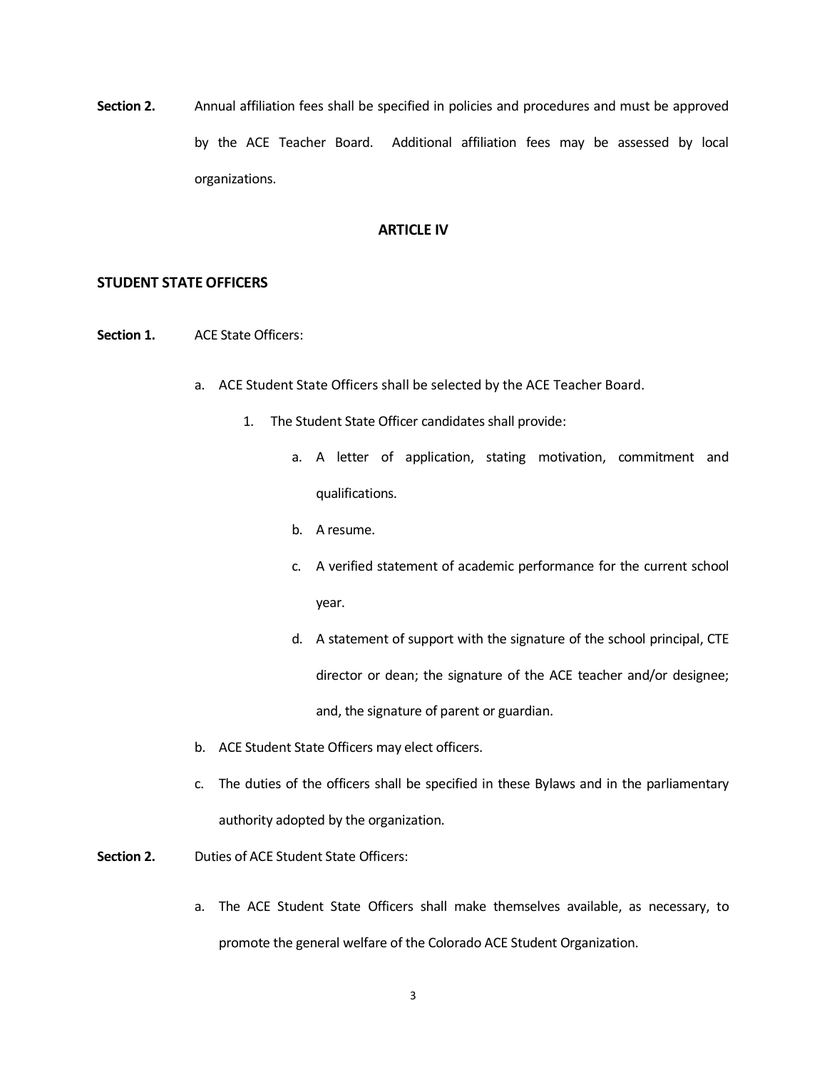**Section 2.** Annual affiliation fees shall be specified in policies and procedures and must be approved by the ACE Teacher Board. Additional affiliation fees may be assessed by local organizations.

## ARTICLE IV

### STUDENT STATE OFFICERS

**Section 1.** ACE State Officers:

a. ACE Student State Officers shall be selected by the ACE Teacher Board.

   1. The Student State Officer candidates shall provide:

      a. A letter of application, stating motivation, commitment and qualifications.

      b. A resume.

      c. A verified statement of academic performance for the current school year.

      d. A statement of support with the signature of the school principal, CTE director or dean; the signature of the ACE teacher and/or designee; and, the signature of parent or guardian.

b. ACE Student State Officers may elect officers.

c. The duties of the officers shall be specified in these Bylaws and in the parliamentary authority adopted by the organization.

**Section 2.** Duties of ACE Student State Officers:

a. The ACE Student State Officers shall make themselves available, as necessary, to promote the general welfare of the Colorado ACE Student Organization.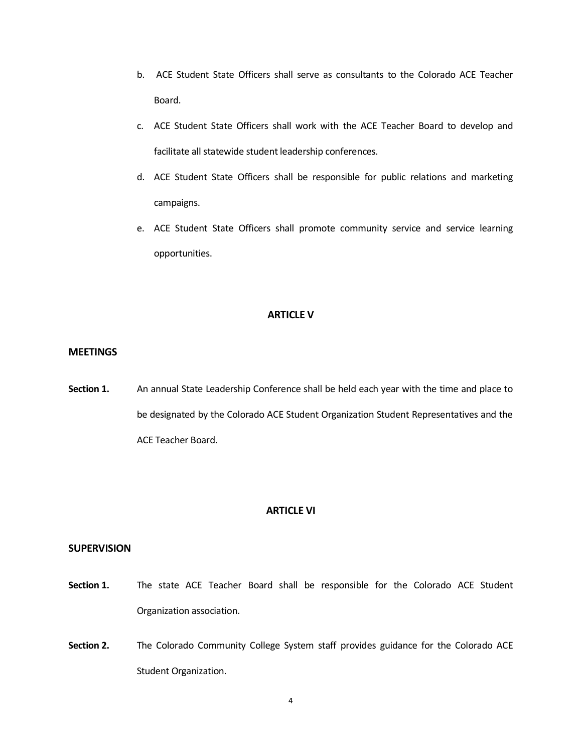b. ACE Student State Officers shall serve as consultants to the Colorado ACE Teacher Board.

c. ACE Student State Officers shall work with the ACE Teacher Board to develop and facilitate all statewide student leadership conferences.

d. ACE Student State Officers shall be responsible for public relations and marketing campaigns.

e. ACE Student State Officers shall promote community service and service learning opportunities.

## ARTICLE V

### MEETINGS

**Section 1.** An annual State Leadership Conference shall be held each year with the time and place to be designated by the Colorado ACE Student Organization Student Representatives and the ACE Teacher Board.

## ARTICLE VI

### SUPERVISION

**Section 1.** The state ACE Teacher Board shall be responsible for the Colorado ACE Student Organization association.

**Section 2.** The Colorado Community College System staff provides guidance for the Colorado ACE Student Organization.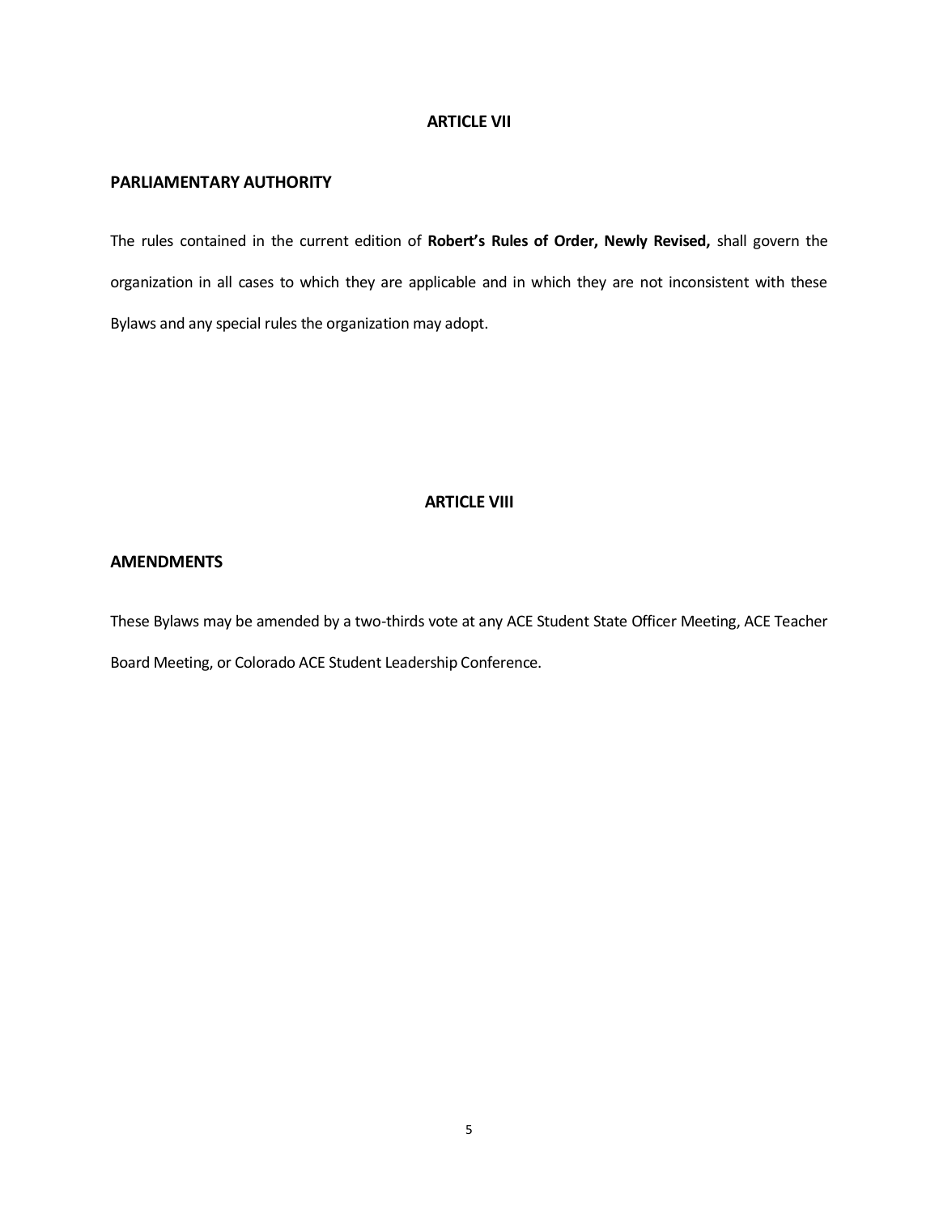## ARTICLE VII

### PARLIAMENTARY AUTHORITY

The rules contained in the current edition of **Robert's Rules of Order, Newly Revised,** shall govern the organization in all cases to which they are applicable and in which they are not inconsistent with these Bylaws and any special rules the organization may adopt.

## ARTICLE VIII

### AMENDMENTS

These Bylaws may be amended by a two-thirds vote at any ACE Student State Officer Meeting, ACE Teacher Board Meeting, or Colorado ACE Student Leadership Conference.